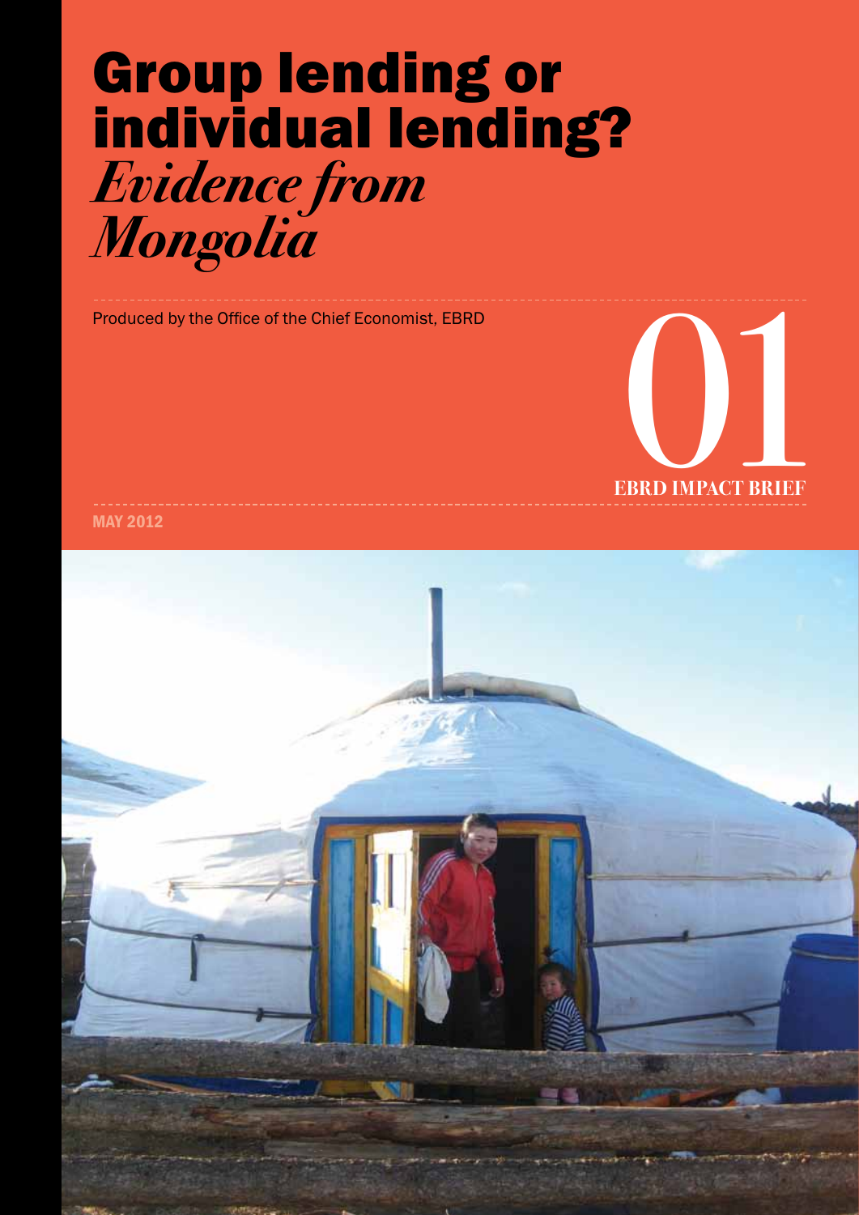# Group lending or individual lending?

## *Evidence from Mongolia*

Produced by the Office of the Chief Economist, EBRD

01

**EBRD IMPACT BRIEF**

MAY 2012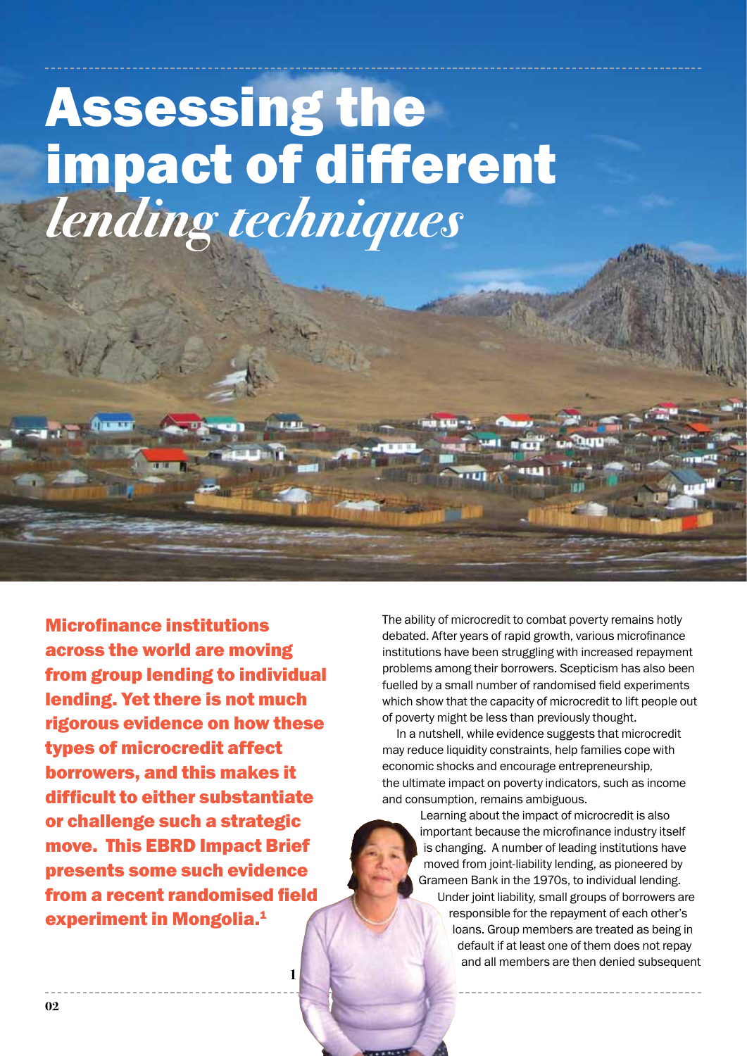# Assessing the impact of different *lending techniques*

**Microfinance institutions across the world are moving from group lending to individual lending. Yet there is not much rigorous evidence on how these types of microcredit affect borrowers, and this makes it difficult to either substantiate or challenge such a strategic move. This EBRD Impact Brief presents some such evidence from a recent randomised field experiment in Mongolia.[1]**

The ability of microcredit to combat poverty remains hotly debated. After years of rapid growth, various microfinance institutions have been struggling with increased repayment problems among their borrowers. Scepticism has also been fuelled by a small number of randomised field experiments which show that the capacity of microcredit to lift people out of poverty might be less than previously thought.

In a nutshell, while evidence suggests that microcredit may reduce liquidity constraints, help families cope with economic shocks and encourage entrepreneurship, the ultimate impact on poverty indicators, such as income and consumption, remains ambiguous.

Learning about the impact of microcredit is also important because the microfinance industry itself is changing. A number of leading institutions have moved from joint-liability lending, as pioneered by Grameen Bank in the 1970s, to individual lending. Under joint liability, small groups of borrowers are responsible for the repayment of each other's loans. Group members are treated as being in default if at least one of them does not repay and all members are then denied subsequent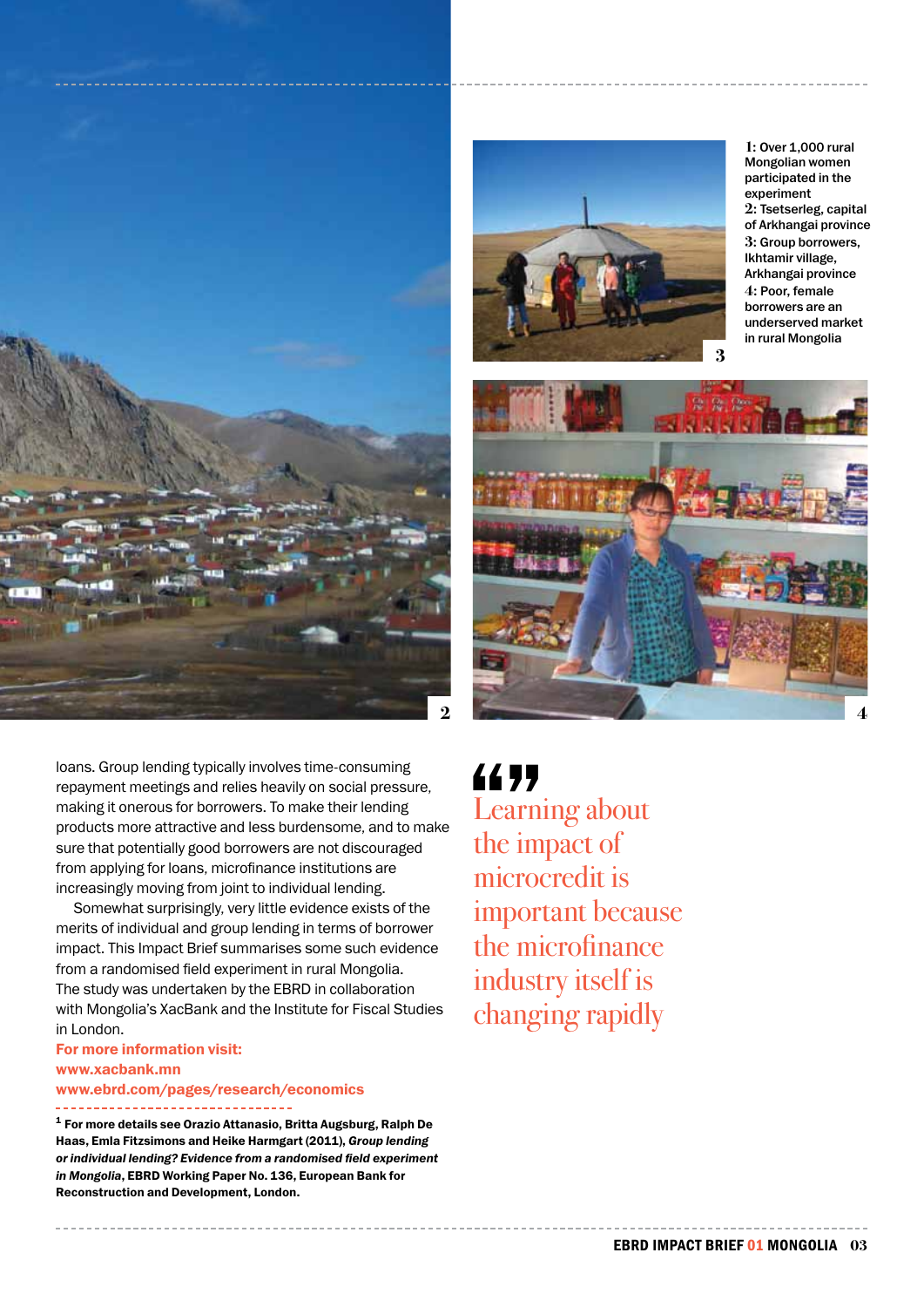1: Over 1,000 rural Mongolian women participated in the experiment
2: Tsetserleg, capital of Arkhangai province
3: Group borrowers, Ikhtamir village, Arkhangai province
4: Poor, female borrowers are an underserved market in rural Mongolia

loans. Group lending typically involves time-consuming repayment meetings and relies heavily on social pressure, making it onerous for borrowers. To make their lending products more attractive and less burdensome, and to make sure that potentially good borrowers are not discouraged from applying for loans, microfinance institutions are increasingly moving from joint to individual lending.

Somewhat surprisingly, very little evidence exists of the merits of individual and group lending in terms of borrower impact. This Impact Brief summarises some such evidence from a randomised field experiment in rural Mongolia. The study was undertaken by the EBRD in collaboration with Mongolia's XacBank and the Institute for Fiscal Studies in London.

**For more information visit:**
**www.xacbank.mn**
**www.ebrd.com/pages/research/economics**

> "Learning about the impact of microcredit is important because the microfinance industry itself is changing rapidly"

[1] **For more details see Orazio Attanasio, Britta Augsburg, Ralph De Haas, Emla Fitzsimons and Heike Harmgart (2011), *Group lending or individual lending? Evidence from a randomised field experiment in Mongolia*, EBRD Working Paper No. 136, European Bank for Reconstruction and Development, London.**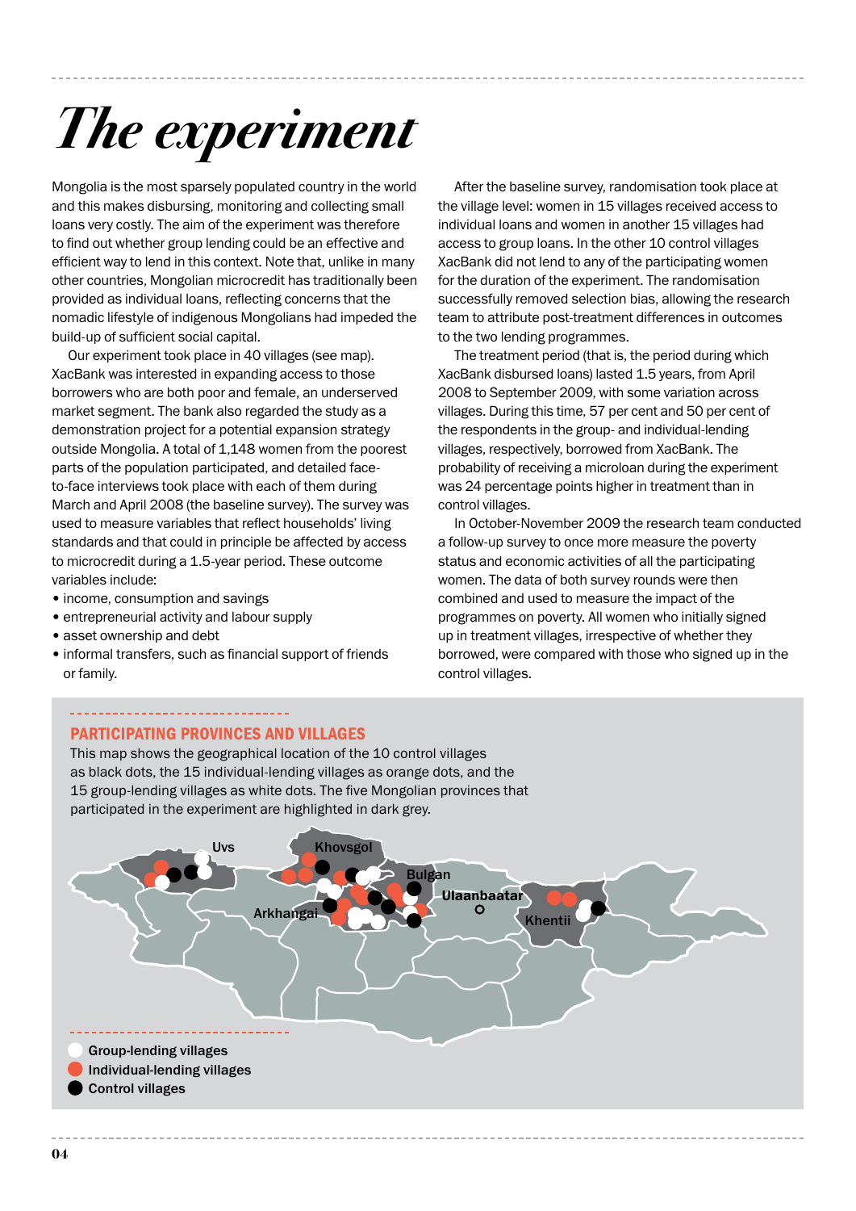# The experiment

Mongolia is the most sparsely populated country in the world and this makes disbursing, monitoring and collecting small loans very costly. The aim of the experiment was therefore to find out whether group lending could be an effective and efficient way to lend in this context. Note that, unlike in many other countries, Mongolian microcredit has traditionally been provided as individual loans, reflecting concerns that the nomadic lifestyle of indigenous Mongolians had impeded the build-up of sufficient social capital.

Our experiment took place in 40 villages (see map). XacBank was interested in expanding access to those borrowers who are both poor and female, an underserved market segment. The bank also regarded the study as a demonstration project for a potential expansion strategy outside Mongolia. A total of 1,148 women from the poorest parts of the population participated, and detailed face-to-face interviews took place with each of them during March and April 2008 (the baseline survey). The survey was used to measure variables that reflect households' living standards and that could in principle be affected by access to microcredit during a 1.5-year period. These outcome variables include:

- income, consumption and savings
- entrepreneurial activity and labour supply
- asset ownership and debt
- informal transfers, such as financial support of friends or family.

After the baseline survey, randomisation took place at the village level: women in 15 villages received access to individual loans and women in another 15 villages had access to group loans. In the other 10 control villages XacBank did not lend to any of the participating women for the duration of the experiment. The randomisation successfully removed selection bias, allowing the research team to attribute post-treatment differences in outcomes to the two lending programmes.

The treatment period (that is, the period during which XacBank disbursed loans) lasted 1.5 years, from April 2008 to September 2009, with some variation across villages. During this time, 57 per cent and 50 per cent of the respondents in the group- and individual-lending villages, respectively, borrowed from XacBank. The probability of receiving a microloan during the experiment was 24 percentage points higher in treatment than in control villages.

In October-November 2009 the research team conducted a follow-up survey to once more measure the poverty status and economic activities of all the participating women. The data of both survey rounds were then combined and used to measure the impact of the programmes on poverty. All women who initially signed up in treatment villages, irrespective of whether they borrowed, were compared with those who signed up in the control villages.

## PARTICIPATING PROVINCES AND VILLAGES

This map shows the geographical location of the 10 control villages as black dots, the 15 individual-lending villages as orange dots, and the 15 group-lending villages as white dots. The five Mongolian provinces that participated in the experiment are highlighted in dark grey.

Uvs, Khovsgol, Bulgan, Arkhangai, Ulaanbaatar, Khentii

- Group-lending villages
- Individual-lending villages
- Control villages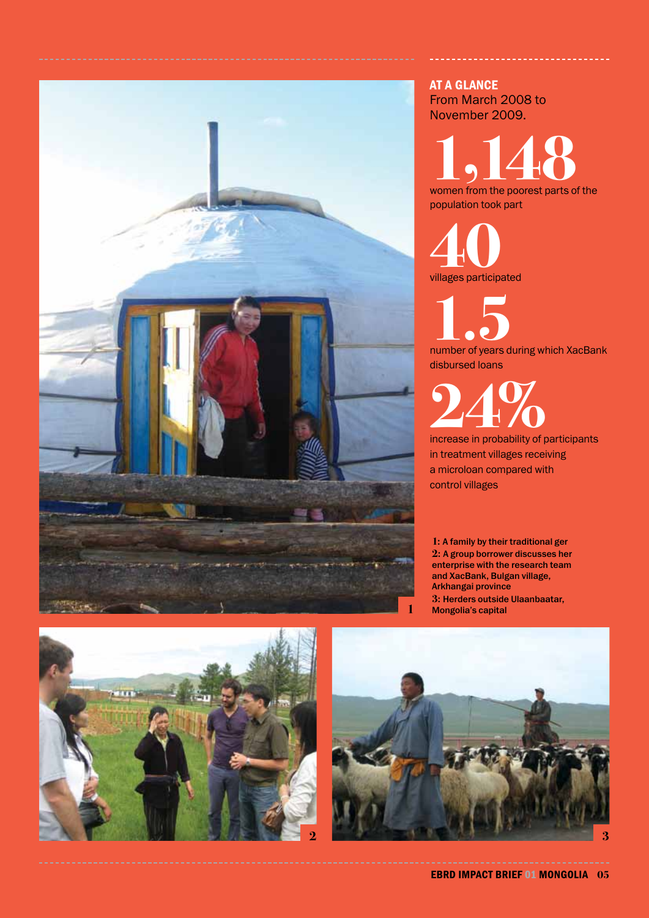## AT A GLANCE

From March 2008 to November 2009.

**1,148**

women from the poorest parts of the population took part

**40**

villages participated

**1.5**

number of years during which XacBank disbursed loans

**24%**

increase in probability of participants in treatment villages receiving a microloan compared with control villages

**1: A family by their traditional ger**
**2: A group borrower discusses her enterprise with the research team and XacBank, Bulgan village, Arkhangai province**
**3: Herders outside Ulaanbaatar, Mongolia's capital**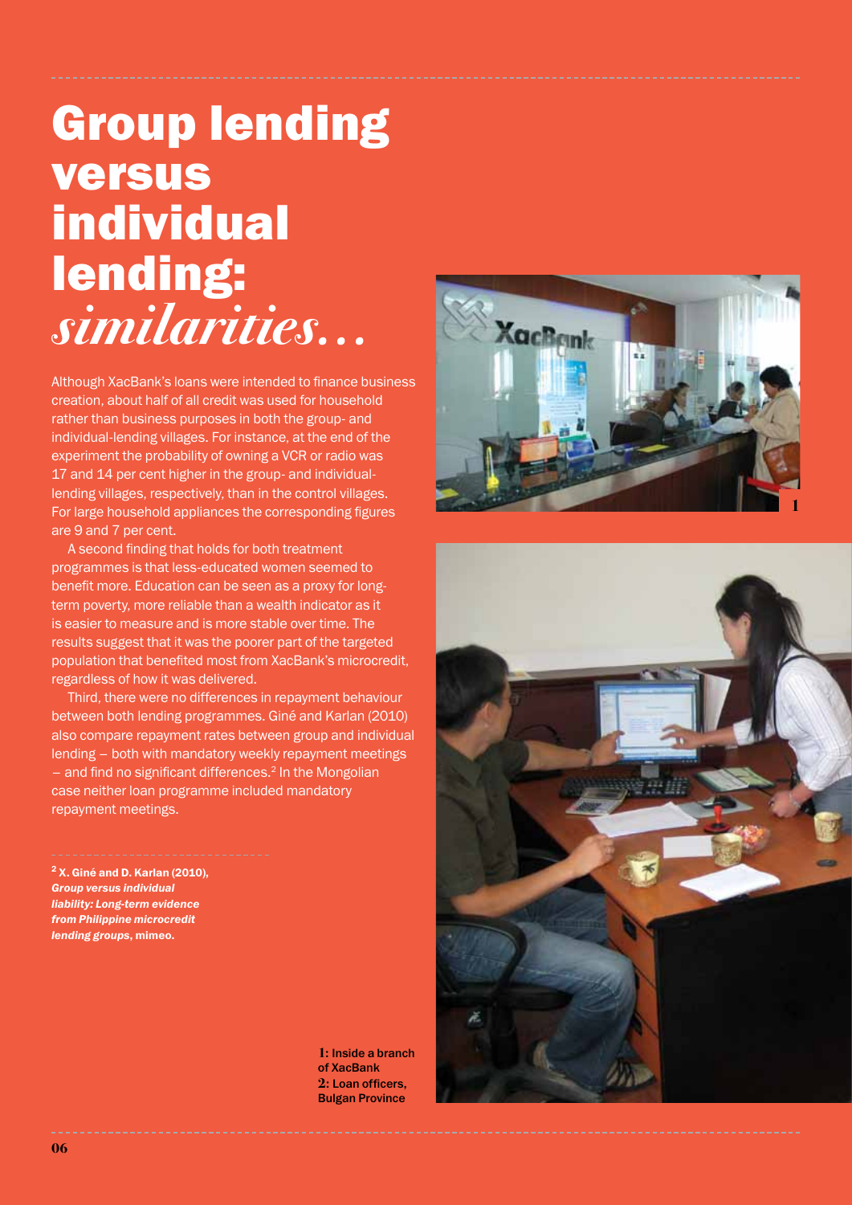# Group lending versus individual lending: *similarities…*

Although XacBank's loans were intended to finance business creation, about half of all credit was used for household rather than business purposes in both the group- and individual-lending villages. For instance, at the end of the experiment the probability of owning a VCR or radio was 17 and 14 per cent higher in the group- and individual-lending villages, respectively, than in the control villages. For large household appliances the corresponding figures are 9 and 7 per cent.

A second finding that holds for both treatment programmes is that less-educated women seemed to benefit more. Education can be seen as a proxy for long-term poverty, more reliable than a wealth indicator as it is easier to measure and is more stable over time. The results suggest that it was the poorer part of the targeted population that benefited most from XacBank's microcredit, regardless of how it was delivered.

Third, there were no differences in repayment behaviour between both lending programmes. Giné and Karlan (2010) also compare repayment rates between group and individual lending – both with mandatory weekly repayment meetings – and find no significant differences.[2] In the Mongolian case neither loan programme included mandatory repayment meetings.

**[2] X. Giné and D. Karlan (2010), *Group versus individual liability: Long-term evidence from Philippine microcredit lending groups*, mimeo.**

**1: Inside a branch of XacBank**
**2: Loan officers, Bulgan Province**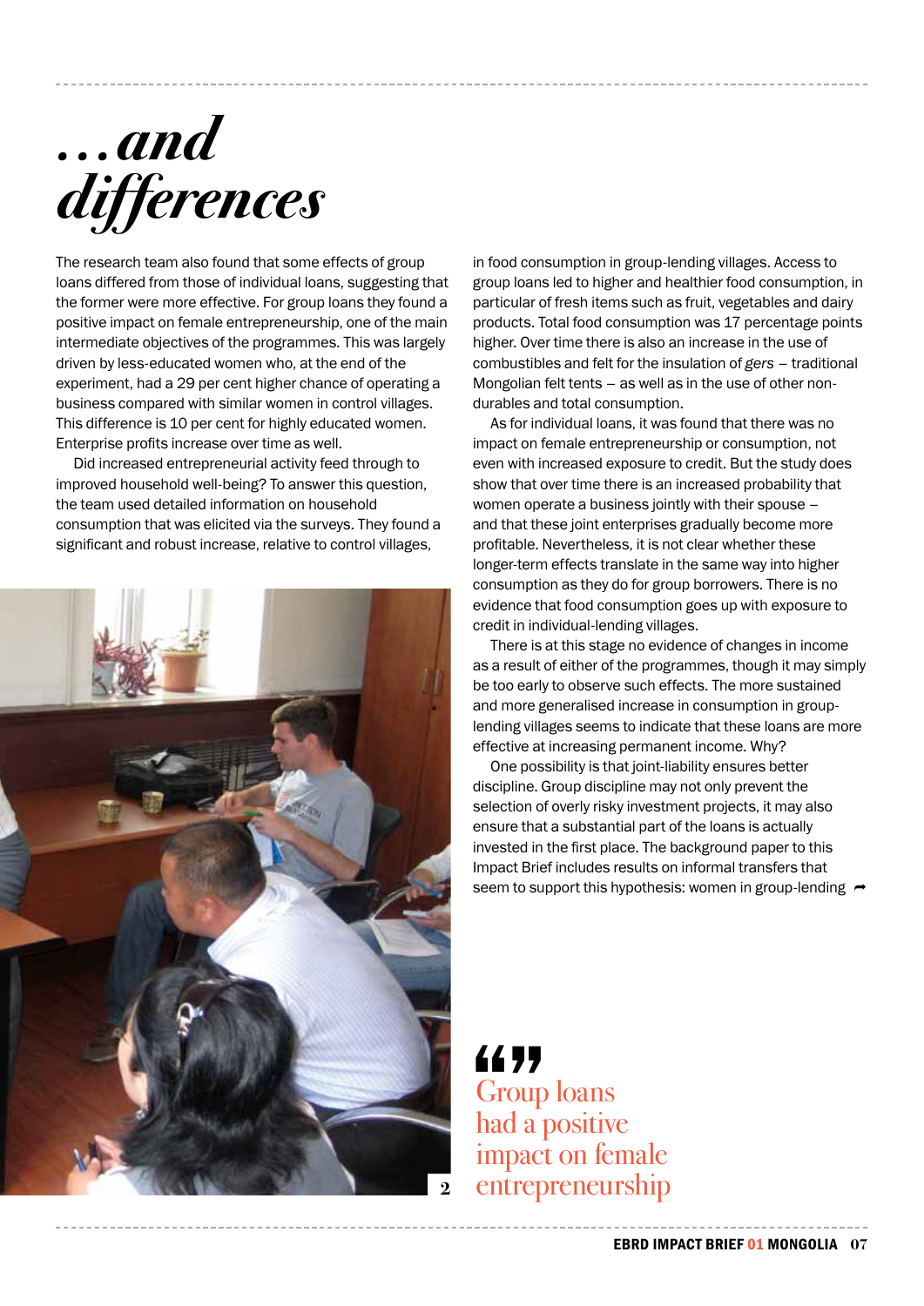# …and differences

The research team also found that some effects of group loans differed from those of individual loans, suggesting that the former were more effective. For group loans they found a positive impact on female entrepreneurship, one of the main intermediate objectives of the programmes. This was largely driven by less-educated women who, at the end of the experiment, had a 29 per cent higher chance of operating a business compared with similar women in control villages. This difference is 10 per cent for highly educated women. Enterprise profits increase over time as well.

Did increased entrepreneurial activity feed through to improved household well-being? To answer this question, the team used detailed information on household consumption that was elicited via the surveys. They found a significant and robust increase, relative to control villages, in food consumption in group-lending villages. Access to group loans led to higher and healthier food consumption, in particular of fresh items such as fruit, vegetables and dairy products. Total food consumption was 17 percentage points higher. Over time there is also an increase in the use of combustibles and felt for the insulation of *gers* – traditional Mongolian felt tents – as well as in the use of other non-durables and total consumption.

As for individual loans, it was found that there was no impact on female entrepreneurship or consumption, not even with increased exposure to credit. But the study does show that over time there is an increased probability that women operate a business jointly with their spouse – and that these joint enterprises gradually become more profitable. Nevertheless, it is not clear whether these longer-term effects translate in the same way into higher consumption as they do for group borrowers. There is no evidence that food consumption goes up with exposure to credit in individual-lending villages.

There is at this stage no evidence of changes in income as a result of either of the programmes, though it may simply be too early to observe such effects. The more sustained and more generalised increase in consumption in group-lending villages seems to indicate that these loans are more effective at increasing permanent income. Why?

One possibility is that joint-liability ensures better discipline. Group discipline may not only prevent the selection of overly risky investment projects, it may also ensure that a substantial part of the loans is actually invested in the first place. The background paper to this Impact Brief includes results on informal transfers that seem to support this hypothesis: women in group-lending ➦

2

> "Group loans had a positive impact on female entrepreneurship"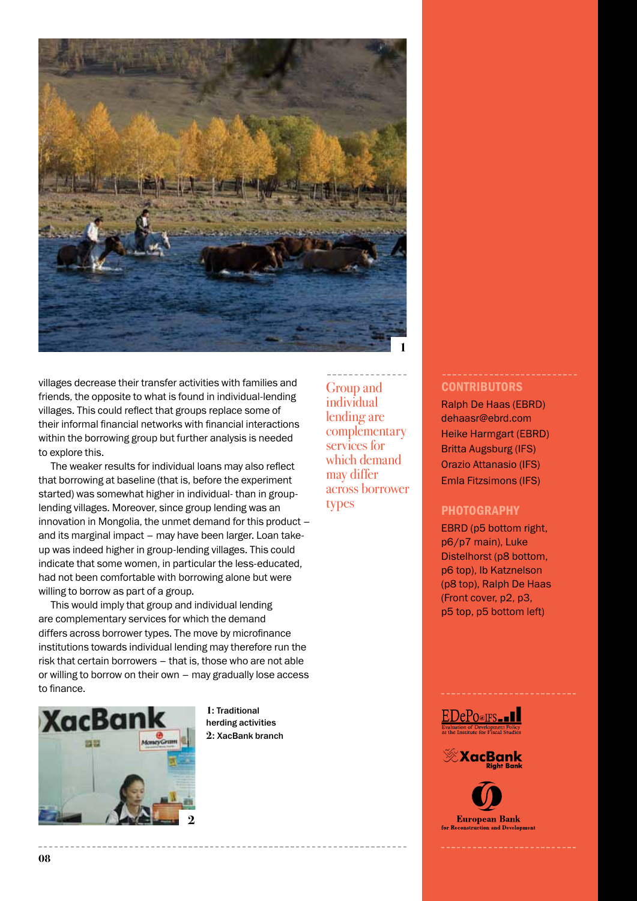villages decrease their transfer activities with families and friends, the opposite to what is found in individual-lending villages. This could reflect that groups replace some of their informal financial networks with financial interactions within the borrowing group but further analysis is needed to explore this.

The weaker results for individual loans may also reflect that borrowing at baseline (that is, before the experiment started) was somewhat higher in individual- than in group-lending villages. Moreover, since group lending was an innovation in Mongolia, the unmet demand for this product – and its marginal impact – may have been larger. Loan take-up was indeed higher in group-lending villages. This could indicate that some women, in particular the less-educated, had not been comfortable with borrowing alone but were willing to borrow as part of a group.

This would imply that group and individual lending are complementary services for which the demand differs across borrower types. The move by microfinance institutions towards individual lending may therefore run the risk that certain borrowers – that is, those who are not able or willing to borrow on their own – may gradually lose access to finance.

*Group and individual lending are complementary services for which demand may differ across borrower types*

**1:** Traditional herding activities
**2:** XacBank branch

## CONTRIBUTORS

Ralph De Haas (EBRD)
dehaasr@ebrd.com
Heike Harmgart (EBRD)
Britta Augsburg (IFS)
Orazio Attanasio (IFS)
Emla Fitzsimons (IFS)

## PHOTOGRAPHY

EBRD (p5 bottom right, p6/p7 main), Luke Distelhorst (p8 bottom, p6 top), Ib Katznelson (p8 top), Ralph De Haas (Front cover, p2, p3, p5 top, p5 bottom left)

EDePo@IFS
Evaluation of Development Policy at the Institute for Fiscal Studies

XacBank
Right Bank

European Bank
for Reconstruction and Development